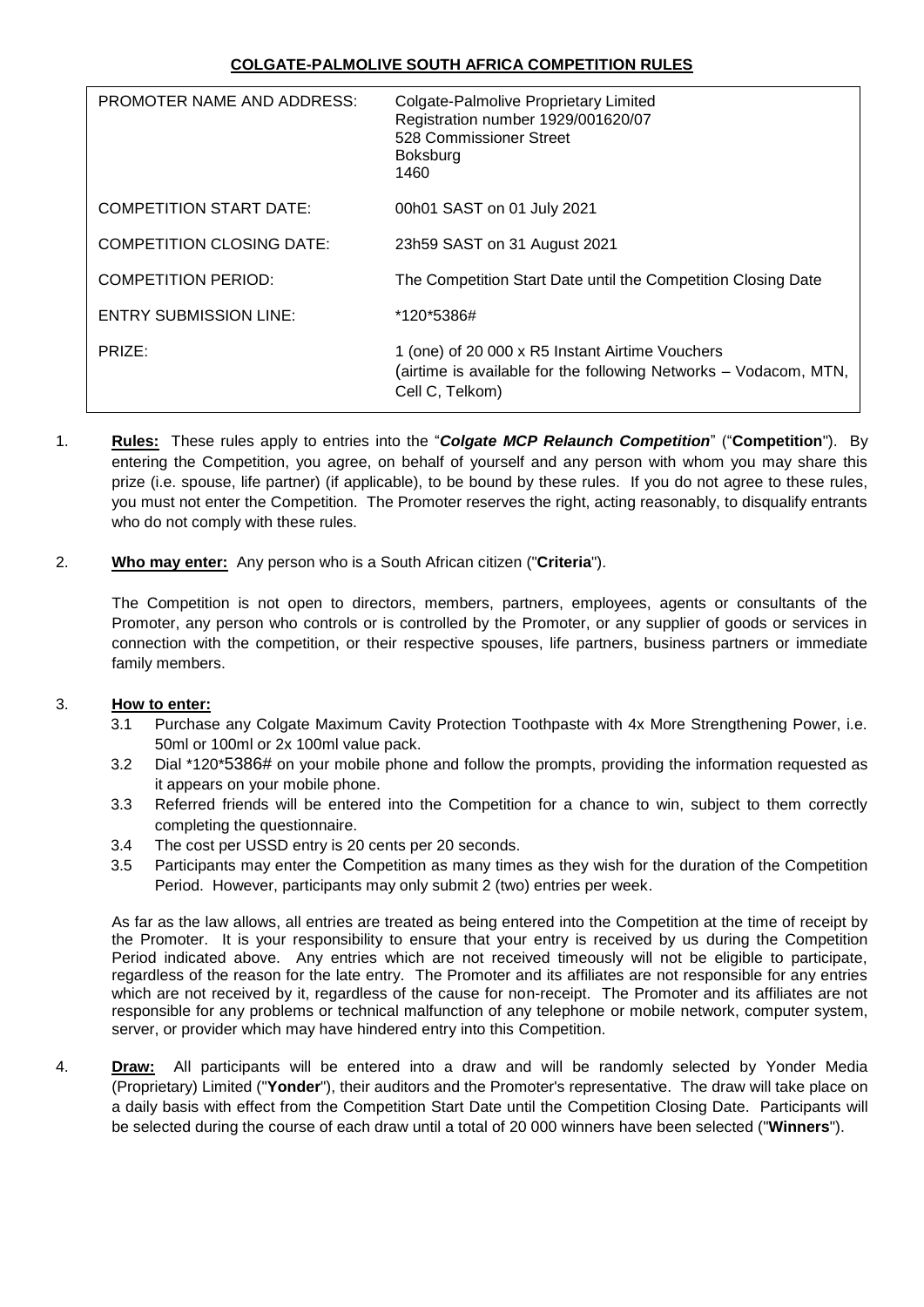# COLGATE-PALMOLIVE SOUTH AFRICA COMPETITION RULES

| | |
|---|---|
| PROMOTER NAME AND ADDRESS: | Colgate-Palmolive Proprietary Limited<br>Registration number 1929/001620/07<br>528 Commissioner Street<br>Boksburg<br>1460 |
| COMPETITION START DATE: | 00h01 SAST on 01 July 2021 |
| COMPETITION CLOSING DATE: | 23h59 SAST on 31 August 2021 |
| COMPETITION PERIOD: | The Competition Start Date until the Competition Closing Date |
| ENTRY SUBMISSION LINE: | *120*5386# |
| PRIZE: | 1 (one) of 20 000 x R5 Instant Airtime Vouchers (airtime is available for the following Networks – Vodacom, MTN, Cell C, Telkom) |

1. **Rules:** These rules apply to entries into the "***Colgate MCP Relaunch Competition***" ("**Competition**"). By entering the Competition, you agree, on behalf of yourself and any person with whom you may share this prize (i.e. spouse, life partner) (if applicable), to be bound by these rules. If you do not agree to these rules, you must not enter the Competition. The Promoter reserves the right, acting reasonably, to disqualify entrants who do not comply with these rules.

2. **Who may enter:** Any person who is a South African citizen ("**Criteria**").

   The Competition is not open to directors, members, partners, employees, agents or consultants of the Promoter, any person who controls or is controlled by the Promoter, or any supplier of goods or services in connection with the competition, or their respective spouses, life partners, business partners or immediate family members.

3. **How to enter:**
   - 3.1 Purchase any Colgate Maximum Cavity Protection Toothpaste with 4x More Strengthening Power, i.e. 50ml or 100ml or 2x 100ml value pack.
   - 3.2 Dial *120*5386# on your mobile phone and follow the prompts, providing the information requested as it appears on your mobile phone.
   - 3.3 Referred friends will be entered into the Competition for a chance to win, subject to them correctly completing the questionnaire.
   - 3.4 The cost per USSD entry is 20 cents per 20 seconds.
   - 3.5 Participants may enter the Competition as many times as they wish for the duration of the Competition Period. However, participants may only submit 2 (two) entries per week.

   As far as the law allows, all entries are treated as being entered into the Competition at the time of receipt by the Promoter. It is your responsibility to ensure that your entry is received by us during the Competition Period indicated above. Any entries which are not received timeously will not be eligible to participate, regardless of the reason for the late entry. The Promoter and its affiliates are not responsible for any entries which are not received by it, regardless of the cause for non-receipt. The Promoter and its affiliates are not responsible for any problems or technical malfunction of any telephone or mobile network, computer system, server, or provider which may have hindered entry into this Competition.

4. **Draw:** All participants will be entered into a draw and will be randomly selected by Yonder Media (Proprietary) Limited ("**Yonder**"), their auditors and the Promoter's representative. The draw will take place on a daily basis with effect from the Competition Start Date until the Competition Closing Date. Participants will be selected during the course of each draw until a total of 20 000 winners have been selected ("**Winners**").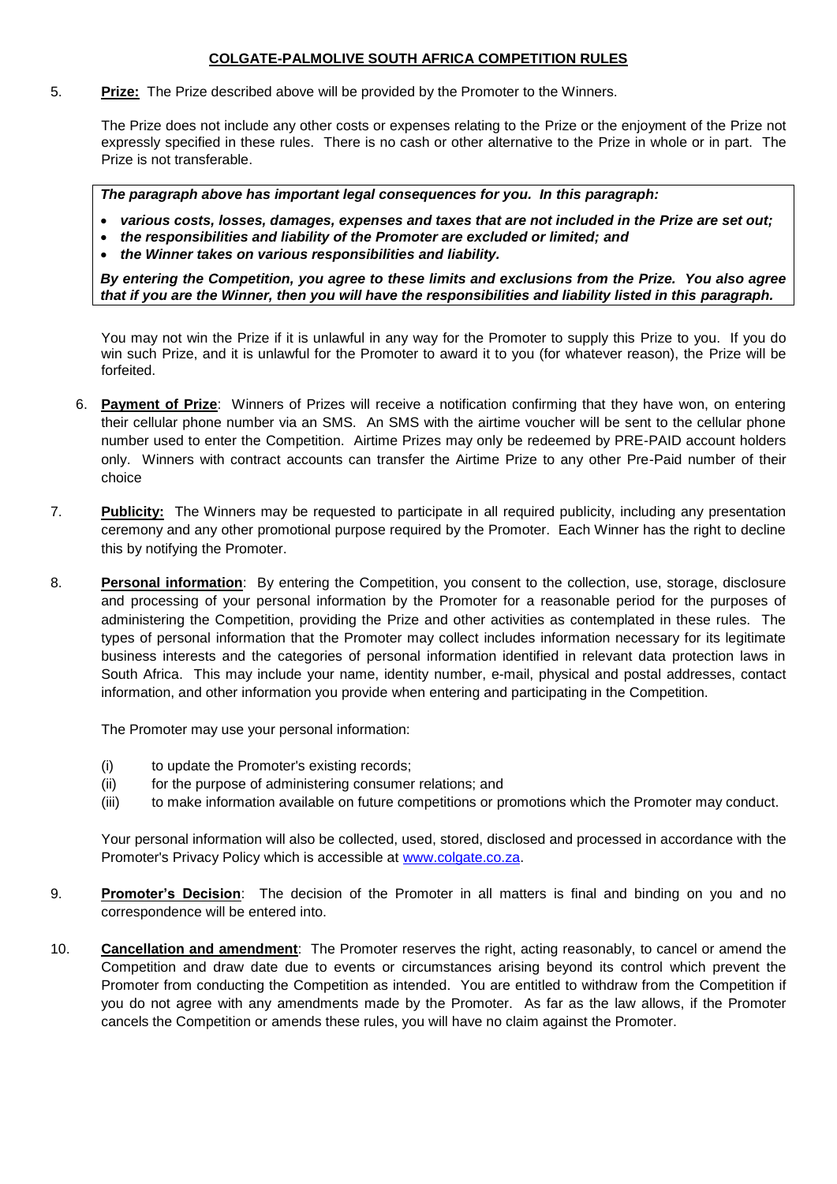## COLGATE-PALMOLIVE SOUTH AFRICA COMPETITION RULES

5. **Prize:** The Prize described above will be provided by the Promoter to the Winners.

   The Prize does not include any other costs or expenses relating to the Prize or the enjoyment of the Prize not expressly specified in these rules. There is no cash or other alternative to the Prize in whole or in part. The Prize is not transferable.

   > ***The paragraph above has important legal consequences for you. In this paragraph:***
   >
   > - ***various costs, losses, damages, expenses and taxes that are not included in the Prize are set out;***
   > - ***the responsibilities and liability of the Promoter are excluded or limited; and***
   > - ***the Winner takes on various responsibilities and liability.***
   >
   > ***By entering the Competition, you agree to these limits and exclusions from the Prize. You also agree that if you are the Winner, then you will have the responsibilities and liability listed in this paragraph.***

   You may not win the Prize if it is unlawful in any way for the Promoter to supply this Prize to you. If you do win such Prize, and it is unlawful for the Promoter to award it to you (for whatever reason), the Prize will be forfeited.

6. **Payment of Prize**: Winners of Prizes will receive a notification confirming that they have won, on entering their cellular phone number via an SMS. An SMS with the airtime voucher will be sent to the cellular phone number used to enter the Competition. Airtime Prizes may only be redeemed by PRE-PAID account holders only. Winners with contract accounts can transfer the Airtime Prize to any other Pre-Paid number of their choice

7. **Publicity:** The Winners may be requested to participate in all required publicity, including any presentation ceremony and any other promotional purpose required by the Promoter. Each Winner has the right to decline this by notifying the Promoter.

8. **Personal information**: By entering the Competition, you consent to the collection, use, storage, disclosure and processing of your personal information by the Promoter for a reasonable period for the purposes of administering the Competition, providing the Prize and other activities as contemplated in these rules. The types of personal information that the Promoter may collect includes information necessary for its legitimate business interests and the categories of personal information identified in relevant data protection laws in South Africa. This may include your name, identity number, e-mail, physical and postal addresses, contact information, and other information you provide when entering and participating in the Competition.

   The Promoter may use your personal information:

   (i) to update the Promoter's existing records;
   (ii) for the purpose of administering consumer relations; and
   (iii) to make information available on future competitions or promotions which the Promoter may conduct.

   Your personal information will also be collected, used, stored, disclosed and processed in accordance with the Promoter's Privacy Policy which is accessible at www.colgate.co.za.

9. **Promoter's Decision**: The decision of the Promoter in all matters is final and binding on you and no correspondence will be entered into.

10. **Cancellation and amendment**: The Promoter reserves the right, acting reasonably, to cancel or amend the Competition and draw date due to events or circumstances arising beyond its control which prevent the Promoter from conducting the Competition as intended. You are entitled to withdraw from the Competition if you do not agree with any amendments made by the Promoter. As far as the law allows, if the Promoter cancels the Competition or amends these rules, you will have no claim against the Promoter.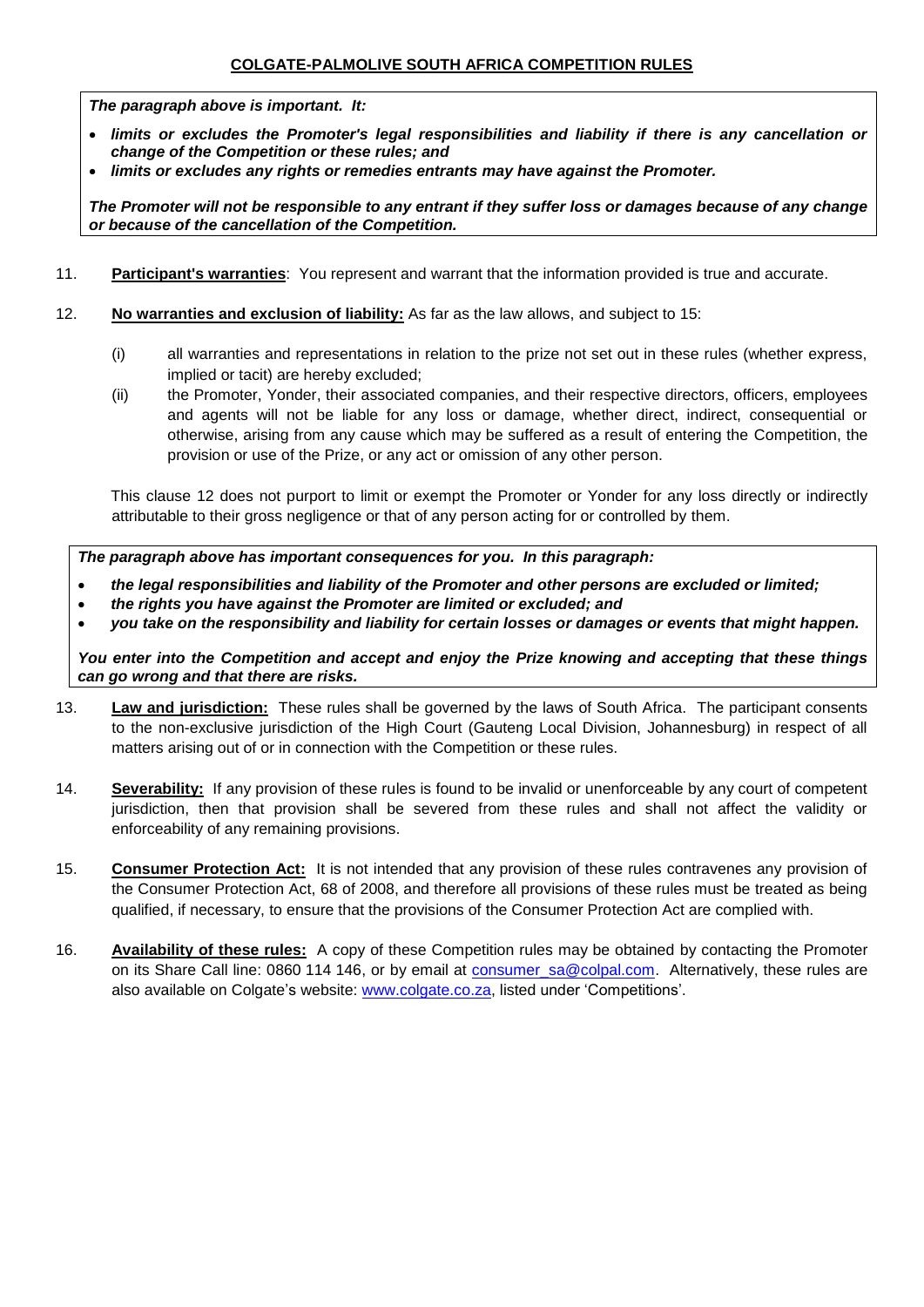**COLGATE-PALMOLIVE SOUTH AFRICA COMPETITION RULES**

***The paragraph above is important. It:***

- ***limits or excludes the Promoter's legal responsibilities and liability if there is any cancellation or change of the Competition or these rules; and***
- ***limits or excludes any rights or remedies entrants may have against the Promoter.***

***The Promoter will not be responsible to any entrant if they suffer loss or damages because of any change or because of the cancellation of the Competition.***

11. **Participant's warranties**: You represent and warrant that the information provided is true and accurate.

12. **No warranties and exclusion of liability:** As far as the law allows, and subject to 15:

    (i) all warranties and representations in relation to the prize not set out in these rules (whether express, implied or tacit) are hereby excluded;

    (ii) the Promoter, Yonder, their associated companies, and their respective directors, officers, employees and agents will not be liable for any loss or damage, whether direct, indirect, consequential or otherwise, arising from any cause which may be suffered as a result of entering the Competition, the provision or use of the Prize, or any act or omission of any other person.

    This clause 12 does not purport to limit or exempt the Promoter or Yonder for any loss directly or indirectly attributable to their gross negligence or that of any person acting for or controlled by them.

***The paragraph above has important consequences for you. In this paragraph:***

- ***the legal responsibilities and liability of the Promoter and other persons are excluded or limited;***
- ***the rights you have against the Promoter are limited or excluded; and***
- ***you take on the responsibility and liability for certain losses or damages or events that might happen.***

***You enter into the Competition and accept and enjoy the Prize knowing and accepting that these things can go wrong and that there are risks.***

13. **Law and jurisdiction:** These rules shall be governed by the laws of South Africa. The participant consents to the non-exclusive jurisdiction of the High Court (Gauteng Local Division, Johannesburg) in respect of all matters arising out of or in connection with the Competition or these rules.

14. **Severability:** If any provision of these rules is found to be invalid or unenforceable by any court of competent jurisdiction, then that provision shall be severed from these rules and shall not affect the validity or enforceability of any remaining provisions.

15. **Consumer Protection Act:** It is not intended that any provision of these rules contravenes any provision of the Consumer Protection Act, 68 of 2008, and therefore all provisions of these rules must be treated as being qualified, if necessary, to ensure that the provisions of the Consumer Protection Act are complied with.

16. **Availability of these rules:** A copy of these Competition rules may be obtained by contacting the Promoter on its Share Call line: 0860 114 146, or by email at consumer_sa@colpal.com. Alternatively, these rules are also available on Colgate's website: www.colgate.co.za, listed under 'Competitions'.